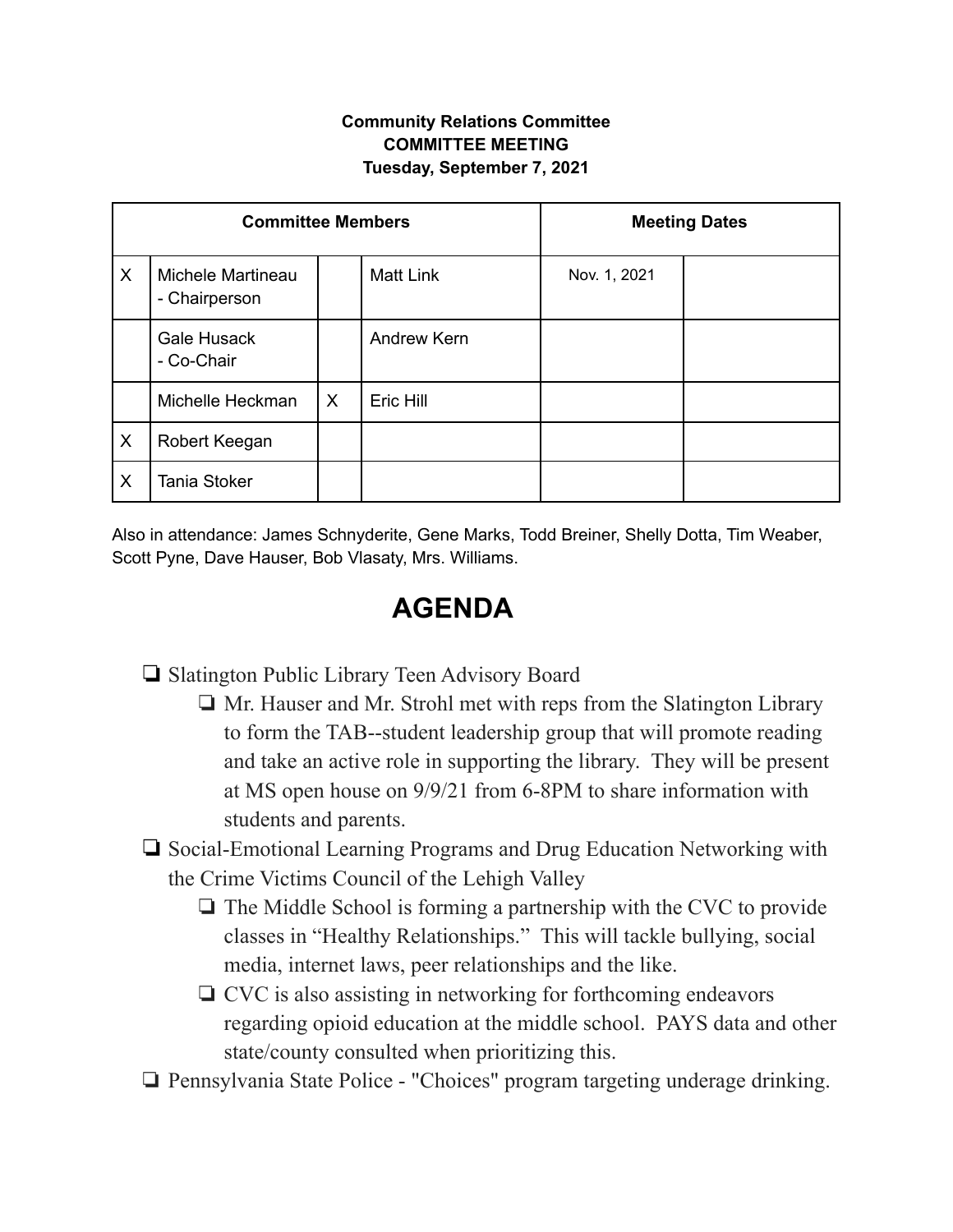**Community Relations Committee**
**COMMITTEE MEETING**
**Tuesday, September 7, 2021**

| Committee Members | | | | Meeting Dates | |
|---|---|---|---|---|---|
| X | Michele Martineau - Chairperson | | Matt Link | Nov. 1, 2021 | |
| | Gale Husack - Co-Chair | | Andrew Kern | | |
| | Michelle Heckman | X | Eric Hill | | |
| X | Robert Keegan | | | | |
| X | Tania Stoker | | | | |

Also in attendance: James Schnyderite, Gene Marks, Todd Breiner, Shelly Dotta, Tim Weaber, Scott Pyne, Dave Hauser, Bob Vlasaty, Mrs. Williams.

# AGENDA

- ❏ Slatington Public Library Teen Advisory Board
  - ❏ Mr. Hauser and Mr. Strohl met with reps from the Slatington Library to form the TAB--student leadership group that will promote reading and take an active role in supporting the library. They will be present at MS open house on 9/9/21 from 6-8PM to share information with students and parents.
- ❏ Social-Emotional Learning Programs and Drug Education Networking with the Crime Victims Council of the Lehigh Valley
  - ❏ The Middle School is forming a partnership with the CVC to provide classes in "Healthy Relationships." This will tackle bullying, social media, internet laws, peer relationships and the like.
  - ❏ CVC is also assisting in networking for forthcoming endeavors regarding opioid education at the middle school. PAYS data and other state/county consulted when prioritizing this.
- ❏ Pennsylvania State Police - "Choices" program targeting underage drinking.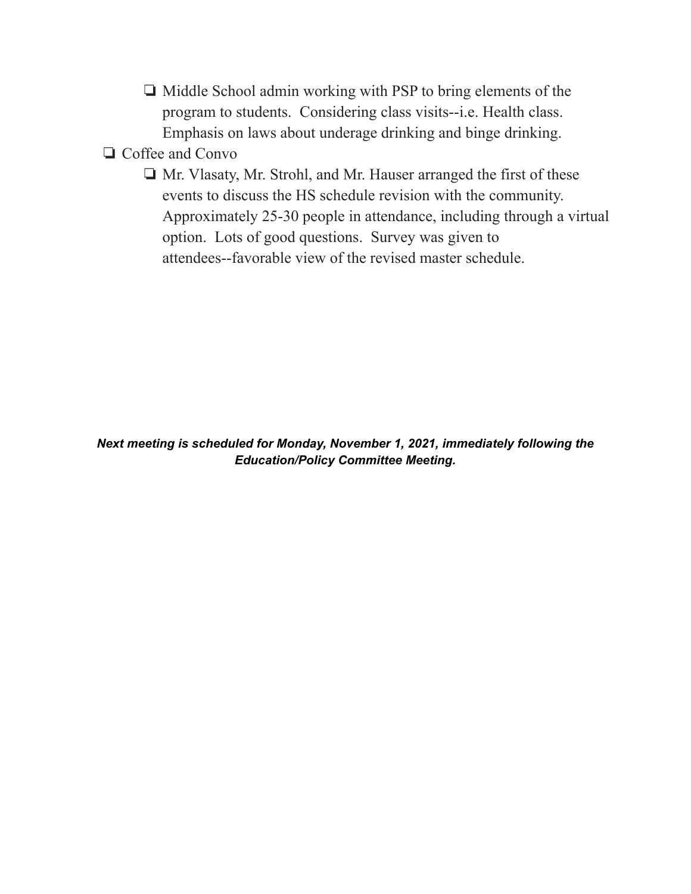- Middle School admin working with PSP to bring elements of the program to students. Considering class visits--i.e. Health class. Emphasis on laws about underage drinking and binge drinking.
- Coffee and Convo
  - Mr. Vlasaty, Mr. Strohl, and Mr. Hauser arranged the first of these events to discuss the HS schedule revision with the community. Approximately 25-30 people in attendance, including through a virtual option. Lots of good questions. Survey was given to attendees--favorable view of the revised master schedule.

***Next meeting is scheduled for Monday, November 1, 2021, immediately following the Education/Policy Committee Meeting.***